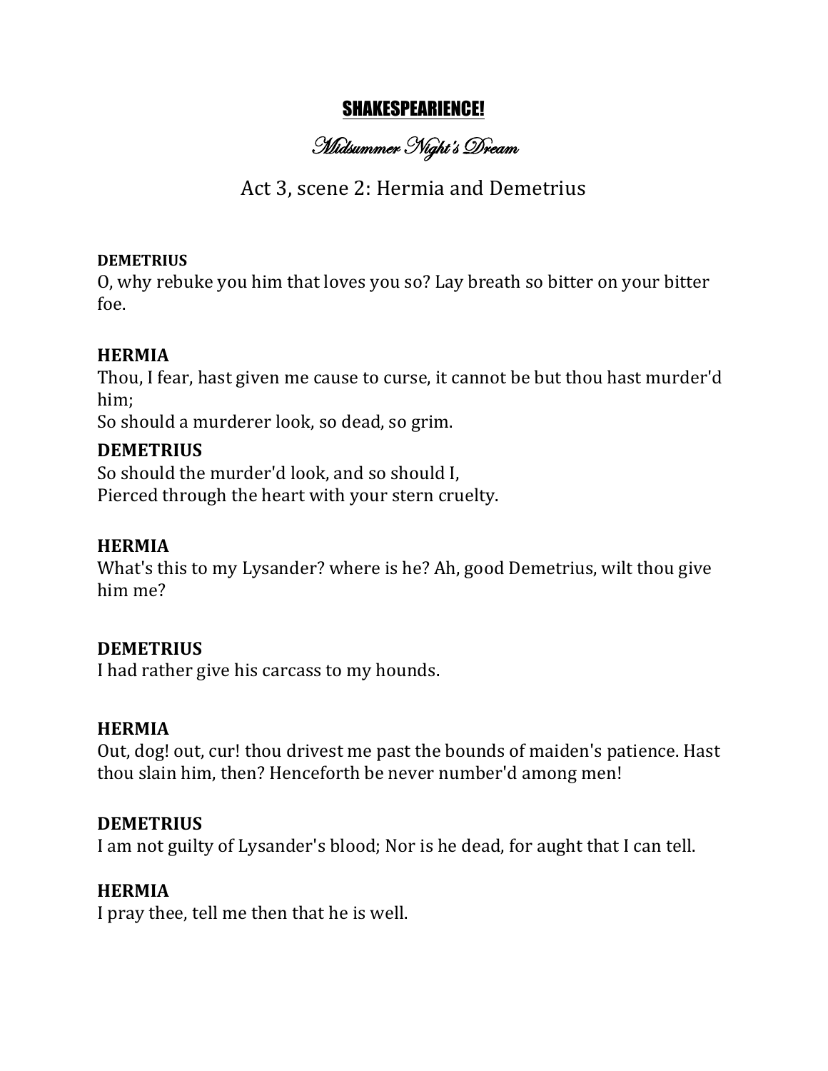# SHAKESPEARIENCE!

## *Midsummer Night's Dream*

### Act 3, scene 2: Hermia and Demetrius

**DEMETRIUS**
O, why rebuke you him that loves you so? Lay breath so bitter on your bitter foe.

**HERMIA**
Thou, I fear, hast given me cause to curse, it cannot be but thou hast murder'd him;
So should a murderer look, so dead, so grim.

**DEMETRIUS**
So should the murder'd look, and so should I,
Pierced through the heart with your stern cruelty.

**HERMIA**
What's this to my Lysander? where is he? Ah, good Demetrius, wilt thou give him me?

**DEMETRIUS**
I had rather give his carcass to my hounds.

**HERMIA**
Out, dog! out, cur! thou drivest me past the bounds of maiden's patience. Hast thou slain him, then? Henceforth be never number'd among men!

**DEMETRIUS**
I am not guilty of Lysander's blood; Nor is he dead, for aught that I can tell.

**HERMIA**
I pray thee, tell me then that he is well.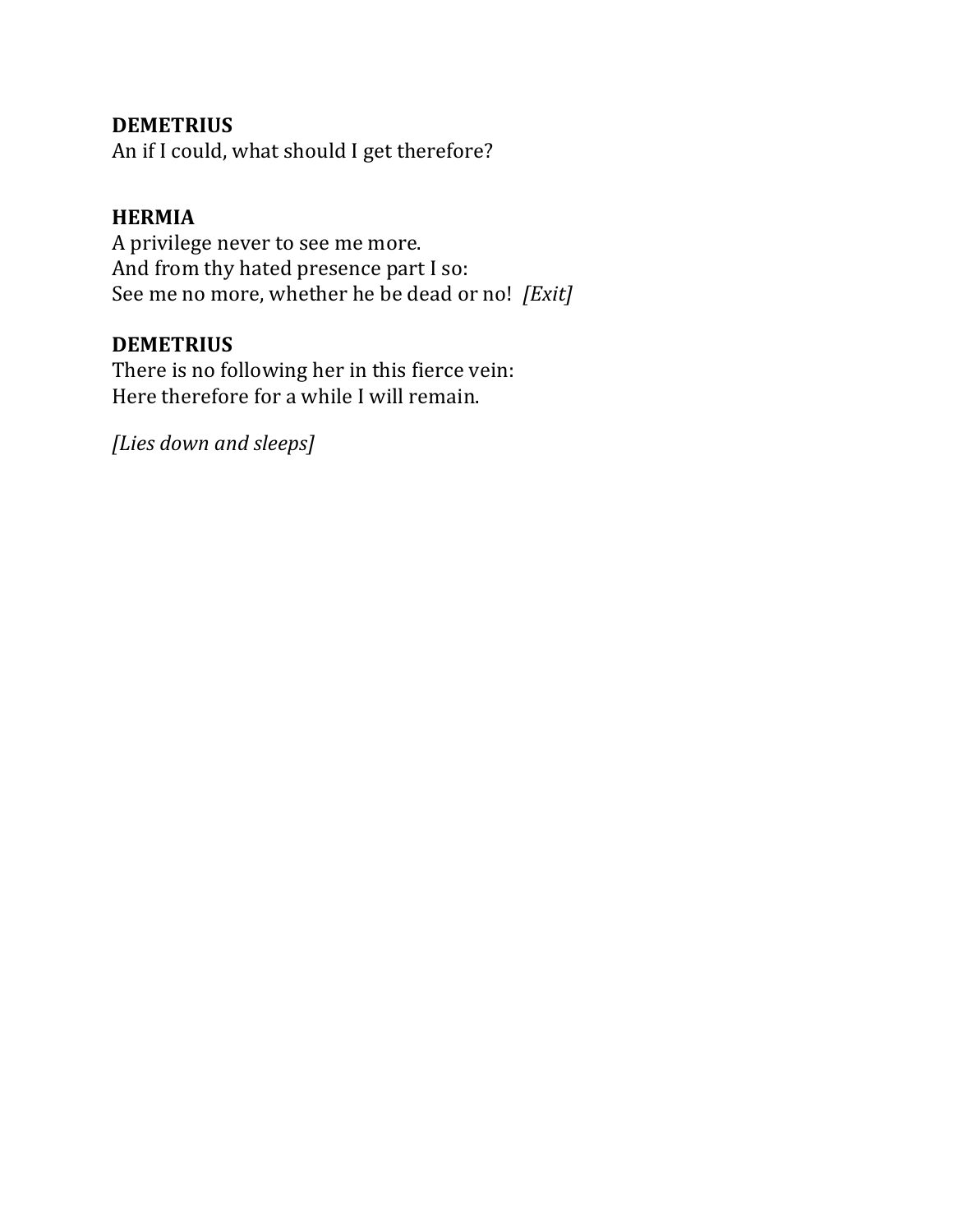**DEMETRIUS**
An if I could, what should I get therefore?

**HERMIA**
A privilege never to see me more.
And from thy hated presence part I so:
See me no more, whether he be dead or no! *[Exit]*

**DEMETRIUS**
There is no following her in this fierce vein:
Here therefore for a while I will remain.

*[Lies down and sleeps]*